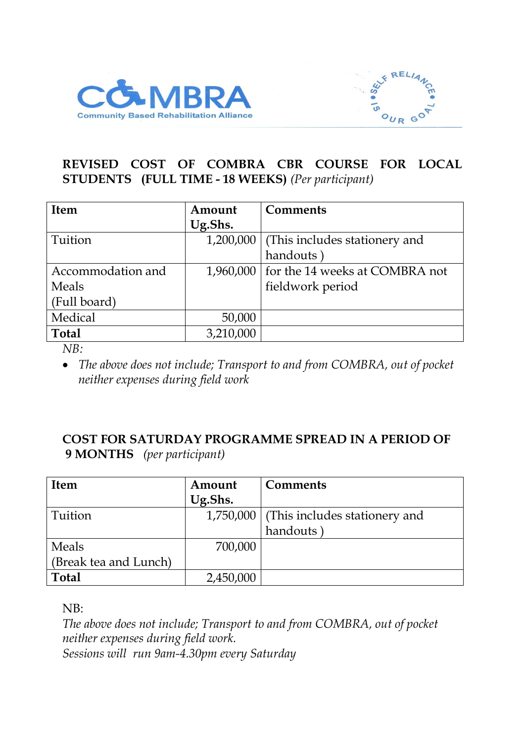COMBRA
Community Based Rehabilitation Alliance

SELF RELIANCE IS OUR GOAL

**REVISED COST OF COMBRA CBR COURSE FOR LOCAL STUDENTS (FULL TIME - 18 WEEKS)** *(Per participant)*

| Item | Amount Ug.Shs. | Comments |
|---|---|---|
| Tuition | 1,200,000 | (This includes stationery and handouts ) |
| Accommodation and Meals (Full board) | 1,960,000 | for the 14 weeks at COMBRA not fieldwork period |
| Medical | 50,000 | |
| **Total** | 3,210,000 | |

*NB:*

- *The above does not include; Transport to and from COMBRA, out of pocket neither expenses during field work*

**COST FOR SATURDAY PROGRAMME SPREAD IN A PERIOD OF 9 MONTHS** *(per participant)*

| Item | Amount Ug.Shs. | Comments |
|---|---|---|
| Tuition | 1,750,000 | (This includes stationery and handouts ) |
| Meals (Break tea and Lunch) | 700,000 | |
| **Total** | 2,450,000 | |

NB:

*The above does not include; Transport to and from COMBRA, out of pocket neither expenses during field work.*
*Sessions will run 9am-4.30pm every Saturday*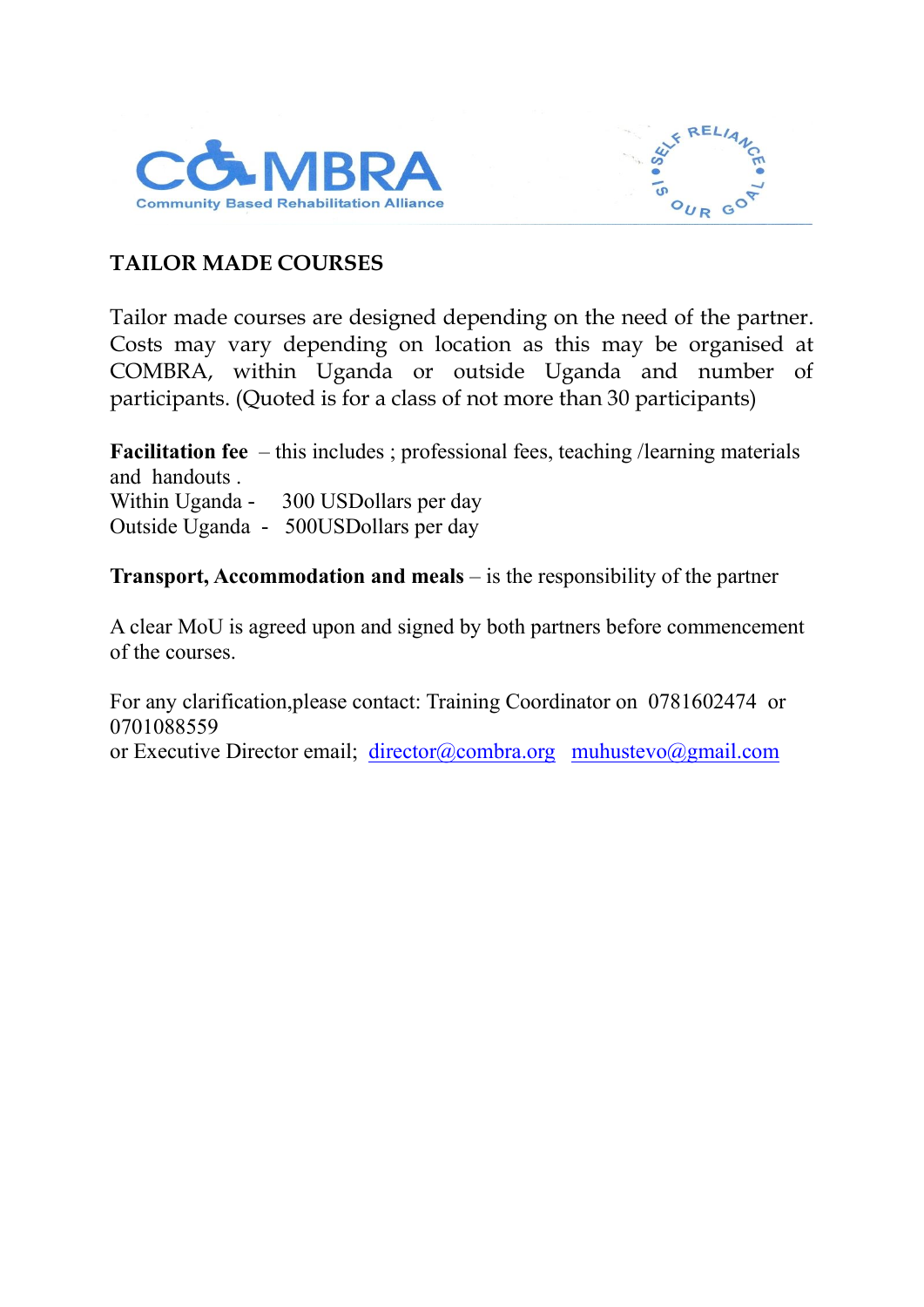## TAILOR MADE COURSES

Tailor made courses are designed depending on the need of the partner. Costs may vary depending on location as this may be organised at COMBRA, within Uganda or outside Uganda and number of participants. (Quoted is for a class of not more than 30 participants)

**Facilitation fee** – this includes ; professional fees, teaching /learning materials and handouts .
Within Uganda - 300 USDollars per day
Outside Uganda - 500USDollars per day

**Transport, Accommodation and meals** – is the responsibility of the partner

A clear MoU is agreed upon and signed by both partners before commencement of the courses.

For any clarification,please contact: Training Coordinator on 0781602474 or 0701088559
or Executive Director email; director@combra.org muhustevo@gmail.com